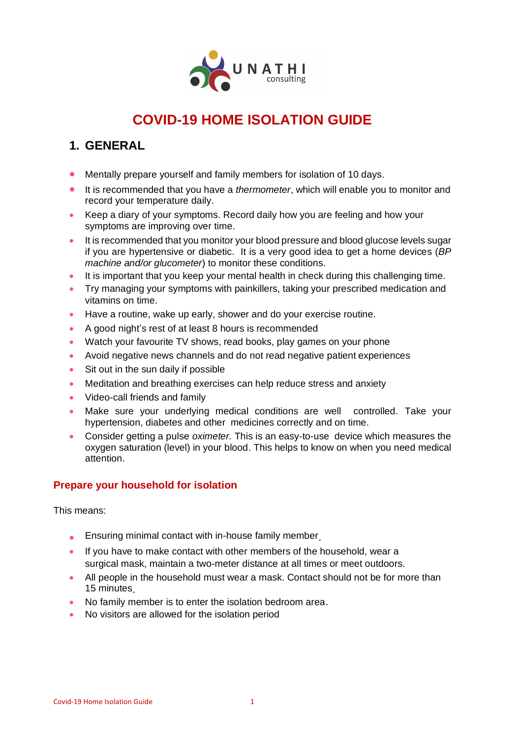UNATHI consulting

# COVID-19 HOME ISOLATION GUIDE

## 1. GENERAL

- Mentally prepare yourself and family members for isolation of 10 days.
- It is recommended that you have a *thermometer*, which will enable you to monitor and record your temperature daily.
- Keep a diary of your symptoms. Record daily how you are feeling and how your symptoms are improving over time.
- It is recommended that you monitor your blood pressure and blood glucose levels sugar if you are hypertensive or diabetic. It is a very good idea to get a home devices (*BP machine and/or glucometer*) to monitor these conditions.
- It is important that you keep your mental health in check during this challenging time.
- Try managing your symptoms with painkillers, taking your prescribed medication and vitamins on time.
- Have a routine, wake up early, shower and do your exercise routine.
- A good night's rest of at least 8 hours is recommended
- Watch your favourite TV shows, read books, play games on your phone
- Avoid negative news channels and do not read negative patient experiences
- Sit out in the sun daily if possible
- Meditation and breathing exercises can help reduce stress and anxiety
- Video-call friends and family
- Make sure your underlying medical conditions are well controlled. Take your hypertension, diabetes and other medicines correctly and on time.
- Consider getting a pulse *oximeter.* This is an easy-to-use device which measures the oxygen saturation (level) in your blood. This helps to know on when you need medical attention.

### Prepare your household for isolation

This means:

- Ensuring minimal contact with in-house family member.
- If you have to make contact with other members of the household, wear a surgical mask, maintain a two-meter distance at all times or meet outdoors.
- All people in the household must wear a mask. Contact should not be for more than 15 minutes.
- No family member is to enter the isolation bedroom area.
- No visitors are allowed for the isolation period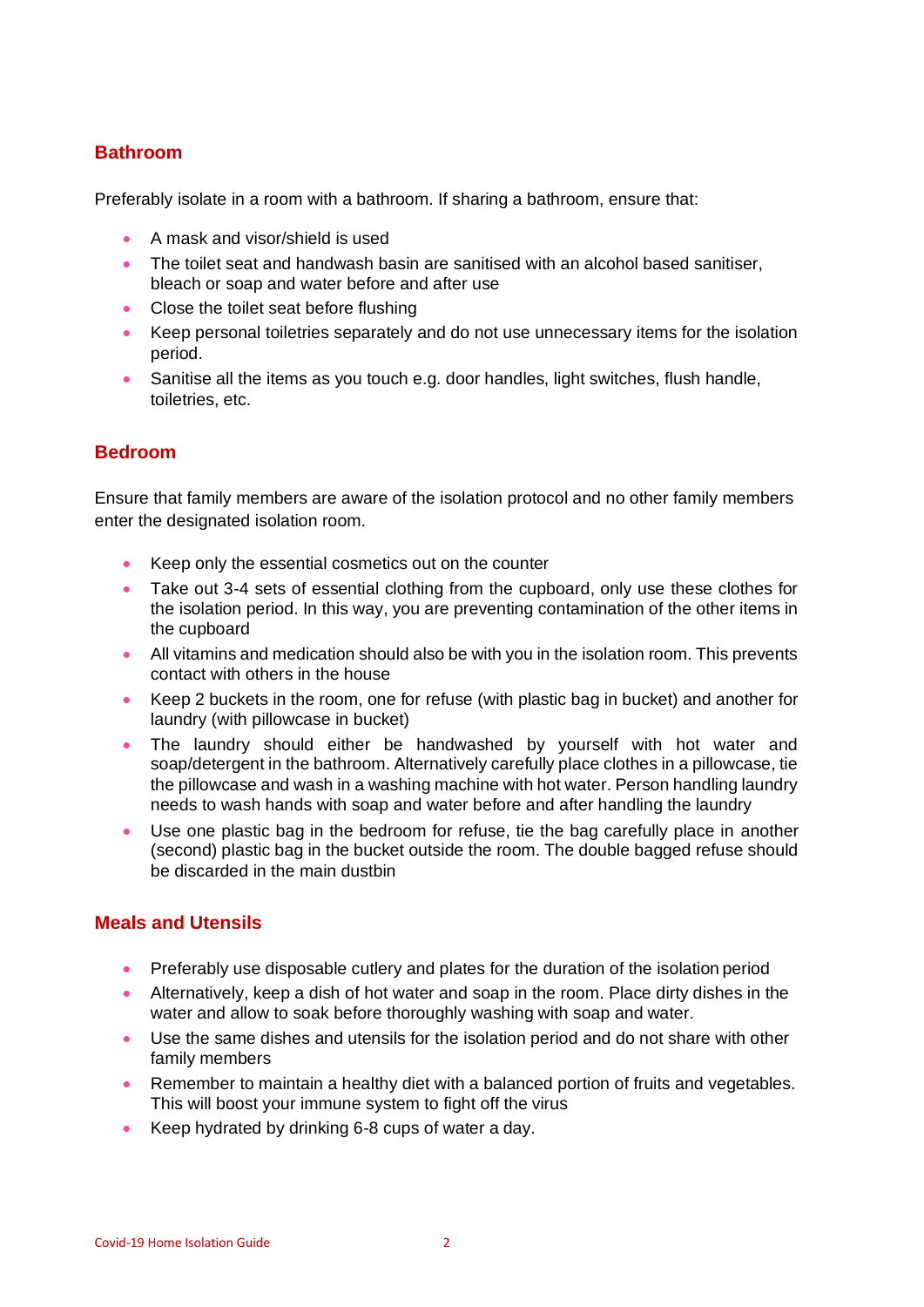## Bathroom

Preferably isolate in a room with a bathroom. If sharing a bathroom, ensure that:

- A mask and visor/shield is used
- The toilet seat and handwash basin are sanitised with an alcohol based sanitiser, bleach or soap and water before and after use
- Close the toilet seat before flushing
- Keep personal toiletries separately and do not use unnecessary items for the isolation period.
- Sanitise all the items as you touch e.g. door handles, light switches, flush handle, toiletries, etc.

## Bedroom

Ensure that family members are aware of the isolation protocol and no other family members enter the designated isolation room.

- Keep only the essential cosmetics out on the counter
- Take out 3-4 sets of essential clothing from the cupboard, only use these clothes for the isolation period. In this way, you are preventing contamination of the other items in the cupboard
- All vitamins and medication should also be with you in the isolation room. This prevents contact with others in the house
- Keep 2 buckets in the room, one for refuse (with plastic bag in bucket) and another for laundry (with pillowcase in bucket)
- The laundry should either be handwashed by yourself with hot water and soap/detergent in the bathroom. Alternatively carefully place clothes in a pillowcase, tie the pillowcase and wash in a washing machine with hot water. Person handling laundry needs to wash hands with soap and water before and after handling the laundry
- Use one plastic bag in the bedroom for refuse, tie the bag carefully place in another (second) plastic bag in the bucket outside the room. The double bagged refuse should be discarded in the main dustbin

## Meals and Utensils

- Preferably use disposable cutlery and plates for the duration of the isolation period
- Alternatively, keep a dish of hot water and soap in the room. Place dirty dishes in the water and allow to soak before thoroughly washing with soap and water.
- Use the same dishes and utensils for the isolation period and do not share with other family members
- Remember to maintain a healthy diet with a balanced portion of fruits and vegetables. This will boost your immune system to fight off the virus
- Keep hydrated by drinking 6-8 cups of water a day.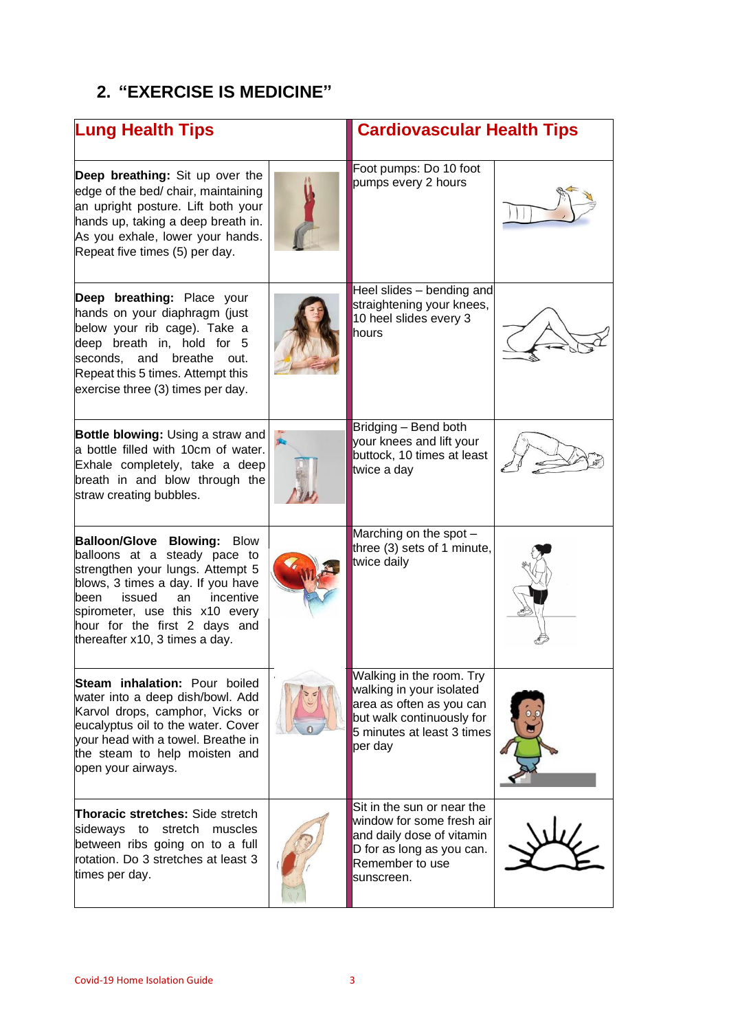## 2. "EXERCISE IS MEDICINE"

| Lung Health Tips | | Cardiovascular Health Tips | |
|---|---|---|---|
| **Deep breathing:** Sit up over the edge of the bed/ chair, maintaining an upright posture. Lift both your hands up, taking a deep breath in. As you exhale, lower your hands. Repeat five times (5) per day. | | Foot pumps: Do 10 foot pumps every 2 hours | |
| **Deep breathing:** Place your hands on your diaphragm (just below your rib cage). Take a deep breath in, hold for 5 seconds, and breathe out. Repeat this 5 times. Attempt this exercise three (3) times per day. | | Heel slides – bending and straightening your knees, 10 heel slides every 3 hours | |
| **Bottle blowing:** Using a straw and a bottle filled with 10cm of water. Exhale completely, take a deep breath in and blow through the straw creating bubbles. | | Bridging – Bend both your knees and lift your buttock, 10 times at least twice a day | |
| **Balloon/Glove Blowing:** Blow balloons at a steady pace to strengthen your lungs. Attempt 5 blows, 3 times a day. If you have been issued an incentive spirometer, use this x10 every hour for the first 2 days and thereafter x10, 3 times a day. | | Marching on the spot – three (3) sets of 1 minute, twice daily | |
| **Steam inhalation:** Pour boiled water into a deep dish/bowl. Add Karvol drops, camphor, Vicks or eucalyptus oil to the water. Cover your head with a towel. Breathe in the steam to help moisten and open your airways. | | Walking in the room. Try walking in your isolated area as often as you can but walk continuously for 5 minutes at least 3 times per day | |
| **Thoracic stretches:** Side stretch sideways to stretch muscles between ribs going on to a full rotation. Do 3 stretches at least 3 times per day. | | Sit in the sun or near the window for some fresh air and daily dose of vitamin D for as long as you can. Remember to use sunscreen. | |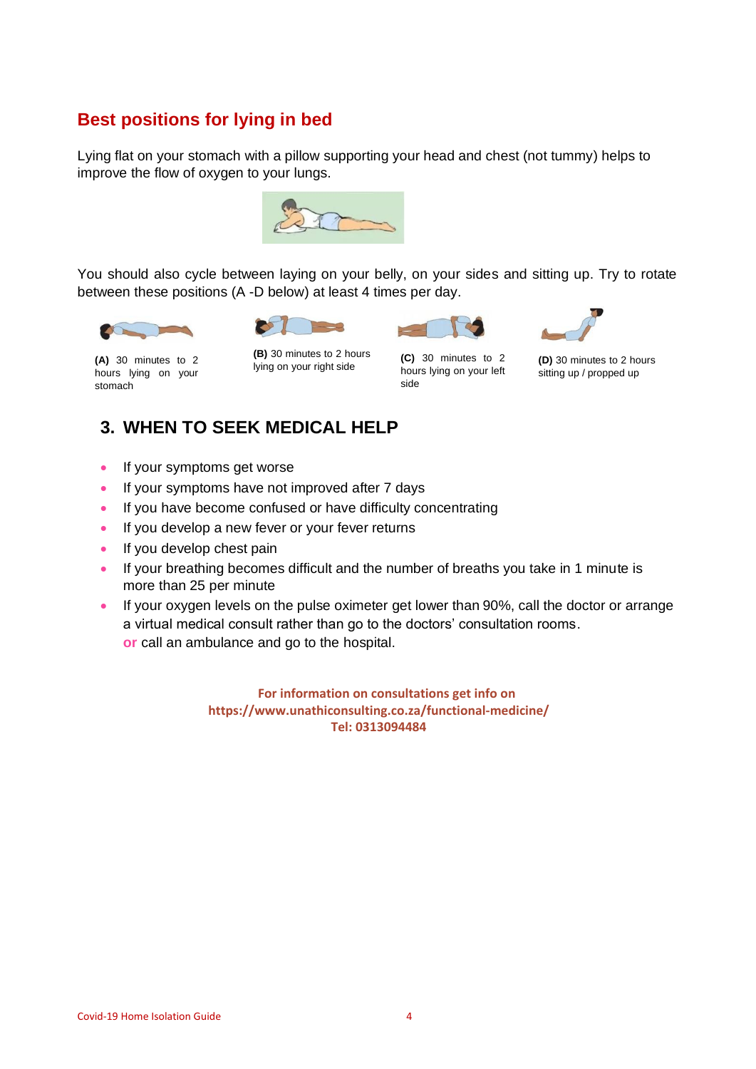## Best positions for lying in bed

Lying flat on your stomach with a pillow supporting your head and chest (not tummy) helps to improve the flow of oxygen to your lungs.

You should also cycle between laying on your belly, on your sides and sitting up. Try to rotate between these positions (A -D below) at least 4 times per day.

**(A)** 30 minutes to 2 hours lying on your stomach

**(B)** 30 minutes to 2 hours lying on your right side

**(C)** 30 minutes to 2 hours lying on your left side

**(D)** 30 minutes to 2 hours sitting up / propped up

## 3. WHEN TO SEEK MEDICAL HELP

- If your symptoms get worse
- If your symptoms have not improved after 7 days
- If you have become confused or have difficulty concentrating
- If you develop a new fever or your fever returns
- If you develop chest pain
- If your breathing becomes difficult and the number of breaths you take in 1 minute is more than 25 per minute
- If your oxygen levels on the pulse oximeter get lower than 90%, call the doctor or arrange a virtual medical consult rather than go to the doctors' consultation rooms.
  **or** call an ambulance and go to the hospital.

**For information on consultations get info on**
**https://www.unathiconsulting.co.za/functional-medicine/**
**Tel: 0313094484**